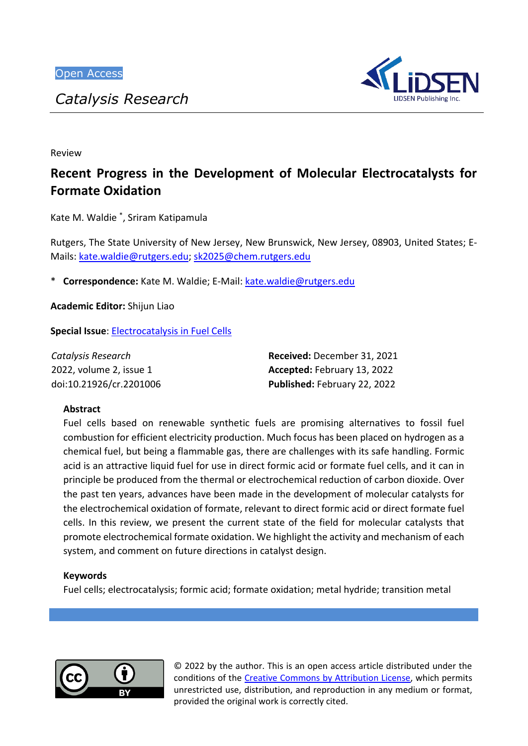Open Access

*Catalysis Research*

Review

# Recent Progress in the Development of Molecular Electrocatalysts for Formate Oxidation

Kate M. Waldie [*], Sriram Katipamula

Rutgers, The State University of New Jersey, New Brunswick, New Jersey, 08903, United States; E-Mails: kate.waldie@rutgers.edu; sk2025@chem.rutgers.edu

\* **Correspondence:** Kate M. Waldie; E-Mail: kate.waldie@rutgers.edu

**Academic Editor:** Shijun Liao

**Special Issue**: Electrocatalysis in Fuel Cells

*Catalysis Research*
2022, volume 2, issue 1
doi:10.21926/cr.2201006

**Received:** December 31, 2021
**Accepted:** February 13, 2022
**Published:** February 22, 2022

## Abstract

Fuel cells based on renewable synthetic fuels are promising alternatives to fossil fuel combustion for efficient electricity production. Much focus has been placed on hydrogen as a chemical fuel, but being a flammable gas, there are challenges with its safe handling. Formic acid is an attractive liquid fuel for use in direct formic acid or formate fuel cells, and it can in principle be produced from the thermal or electrochemical reduction of carbon dioxide. Over the past ten years, advances have been made in the development of molecular catalysts for the electrochemical oxidation of formate, relevant to direct formic acid or direct formate fuel cells. In this review, we present the current state of the field for molecular catalysts that promote electrochemical formate oxidation. We highlight the activity and mechanism of each system, and comment on future directions in catalyst design.

## Keywords

Fuel cells; electrocatalysis; formic acid; formate oxidation; metal hydride; transition metal

© 2022 by the author. This is an open access article distributed under the conditions of the Creative Commons by Attribution License, which permits unrestricted use, distribution, and reproduction in any medium or format, provided the original work is correctly cited.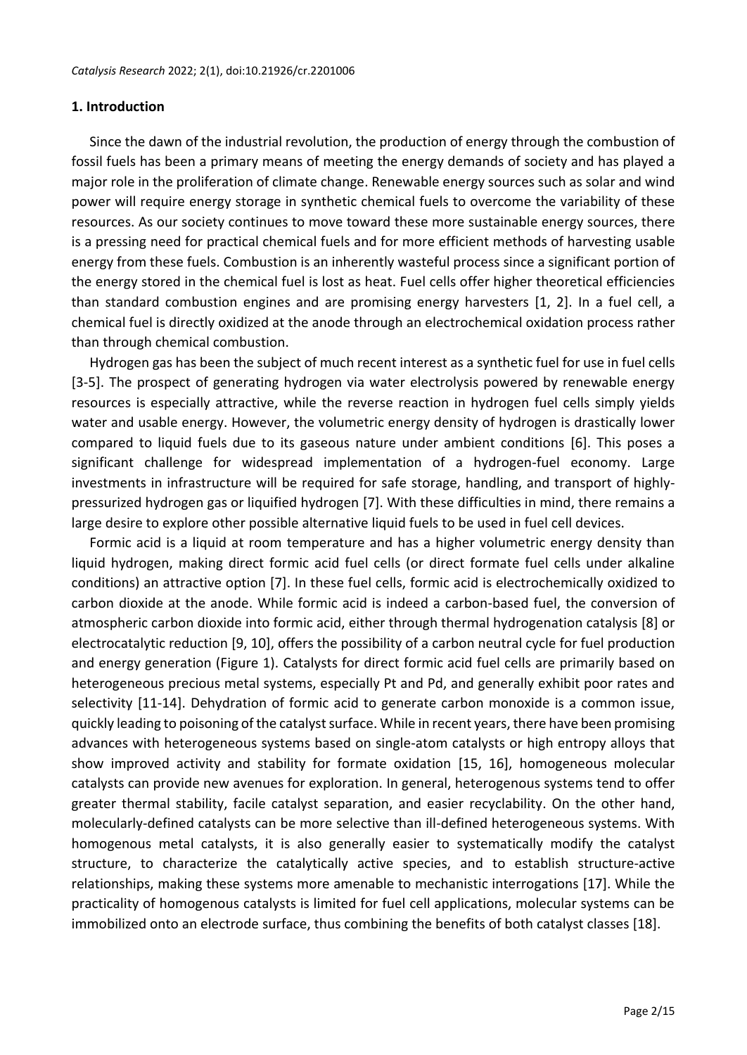## 1. Introduction

Since the dawn of the industrial revolution, the production of energy through the combustion of fossil fuels has been a primary means of meeting the energy demands of society and has played a major role in the proliferation of climate change. Renewable energy sources such as solar and wind power will require energy storage in synthetic chemical fuels to overcome the variability of these resources. As our society continues to move toward these more sustainable energy sources, there is a pressing need for practical chemical fuels and for more efficient methods of harvesting usable energy from these fuels. Combustion is an inherently wasteful process since a significant portion of the energy stored in the chemical fuel is lost as heat. Fuel cells offer higher theoretical efficiencies than standard combustion engines and are promising energy harvesters [1, 2]. In a fuel cell, a chemical fuel is directly oxidized at the anode through an electrochemical oxidation process rather than through chemical combustion.

Hydrogen gas has been the subject of much recent interest as a synthetic fuel for use in fuel cells [3-5]. The prospect of generating hydrogen via water electrolysis powered by renewable energy resources is especially attractive, while the reverse reaction in hydrogen fuel cells simply yields water and usable energy. However, the volumetric energy density of hydrogen is drastically lower compared to liquid fuels due to its gaseous nature under ambient conditions [6]. This poses a significant challenge for widespread implementation of a hydrogen-fuel economy. Large investments in infrastructure will be required for safe storage, handling, and transport of highly-pressurized hydrogen gas or liquified hydrogen [7]. With these difficulties in mind, there remains a large desire to explore other possible alternative liquid fuels to be used in fuel cell devices.

Formic acid is a liquid at room temperature and has a higher volumetric energy density than liquid hydrogen, making direct formic acid fuel cells (or direct formate fuel cells under alkaline conditions) an attractive option [7]. In these fuel cells, formic acid is electrochemically oxidized to carbon dioxide at the anode. While formic acid is indeed a carbon-based fuel, the conversion of atmospheric carbon dioxide into formic acid, either through thermal hydrogenation catalysis [8] or electrocatalytic reduction [9, 10], offers the possibility of a carbon neutral cycle for fuel production and energy generation (Figure 1). Catalysts for direct formic acid fuel cells are primarily based on heterogeneous precious metal systems, especially Pt and Pd, and generally exhibit poor rates and selectivity [11-14]. Dehydration of formic acid to generate carbon monoxide is a common issue, quickly leading to poisoning of the catalyst surface. While in recent years, there have been promising advances with heterogeneous systems based on single-atom catalysts or high entropy alloys that show improved activity and stability for formate oxidation [15, 16], homogeneous molecular catalysts can provide new avenues for exploration. In general, heterogenous systems tend to offer greater thermal stability, facile catalyst separation, and easier recyclability. On the other hand, molecularly-defined catalysts can be more selective than ill-defined heterogeneous systems. With homogenous metal catalysts, it is also generally easier to systematically modify the catalyst structure, to characterize the catalytically active species, and to establish structure-active relationships, making these systems more amenable to mechanistic interrogations [17]. While the practicality of homogenous catalysts is limited for fuel cell applications, molecular systems can be immobilized onto an electrode surface, thus combining the benefits of both catalyst classes [18].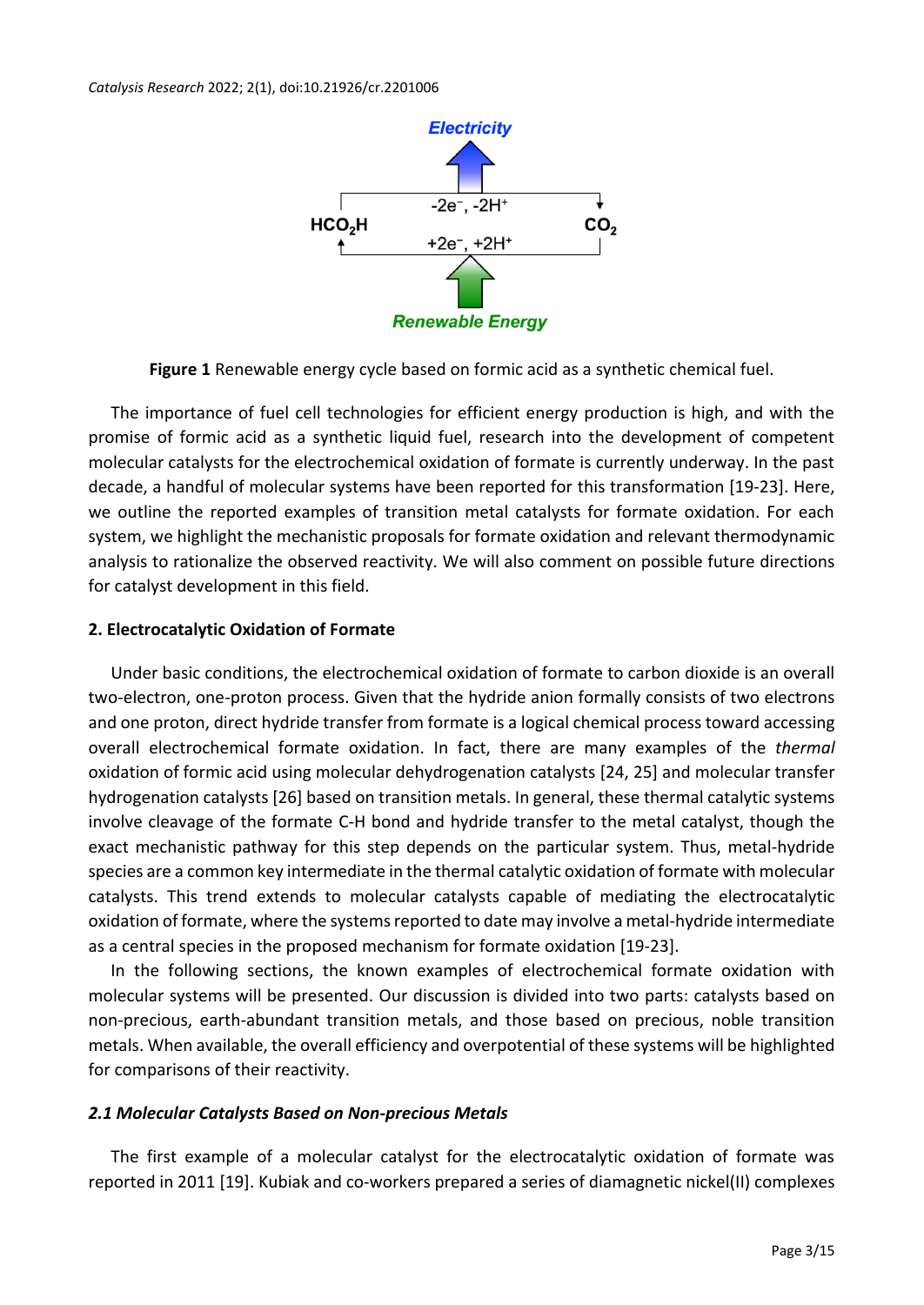Electricity

$-2e^-, -2H^+$

$HCO_2H$

$CO_2$

$+2e^-, +2H^+$

Renewable Energy

**Figure 1** Renewable energy cycle based on formic acid as a synthetic chemical fuel.

The importance of fuel cell technologies for efficient energy production is high, and with the promise of formic acid as a synthetic liquid fuel, research into the development of competent molecular catalysts for the electrochemical oxidation of formate is currently underway. In the past decade, a handful of molecular systems have been reported for this transformation [19-23]. Here, we outline the reported examples of transition metal catalysts for formate oxidation. For each system, we highlight the mechanistic proposals for formate oxidation and relevant thermodynamic analysis to rationalize the observed reactivity. We will also comment on possible future directions for catalyst development in this field.

## 2. Electrocatalytic Oxidation of Formate

Under basic conditions, the electrochemical oxidation of formate to carbon dioxide is an overall two-electron, one-proton process. Given that the hydride anion formally consists of two electrons and one proton, direct hydride transfer from formate is a logical chemical process toward accessing overall electrochemical formate oxidation. In fact, there are many examples of the *thermal* oxidation of formic acid using molecular dehydrogenation catalysts [24, 25] and molecular transfer hydrogenation catalysts [26] based on transition metals. In general, these thermal catalytic systems involve cleavage of the formate C-H bond and hydride transfer to the metal catalyst, though the exact mechanistic pathway for this step depends on the particular system. Thus, metal-hydride species are a common key intermediate in the thermal catalytic oxidation of formate with molecular catalysts. This trend extends to molecular catalysts capable of mediating the electrocatalytic oxidation of formate, where the systems reported to date may involve a metal-hydride intermediate as a central species in the proposed mechanism for formate oxidation [19-23].

In the following sections, the known examples of electrochemical formate oxidation with molecular systems will be presented. Our discussion is divided into two parts: catalysts based on non-precious, earth-abundant transition metals, and those based on precious, noble transition metals. When available, the overall efficiency and overpotential of these systems will be highlighted for comparisons of their reactivity.

### *2.1 Molecular Catalysts Based on Non-precious Metals*

The first example of a molecular catalyst for the electrocatalytic oxidation of formate was reported in 2011 [19]. Kubiak and co-workers prepared a series of diamagnetic nickel(II) complexes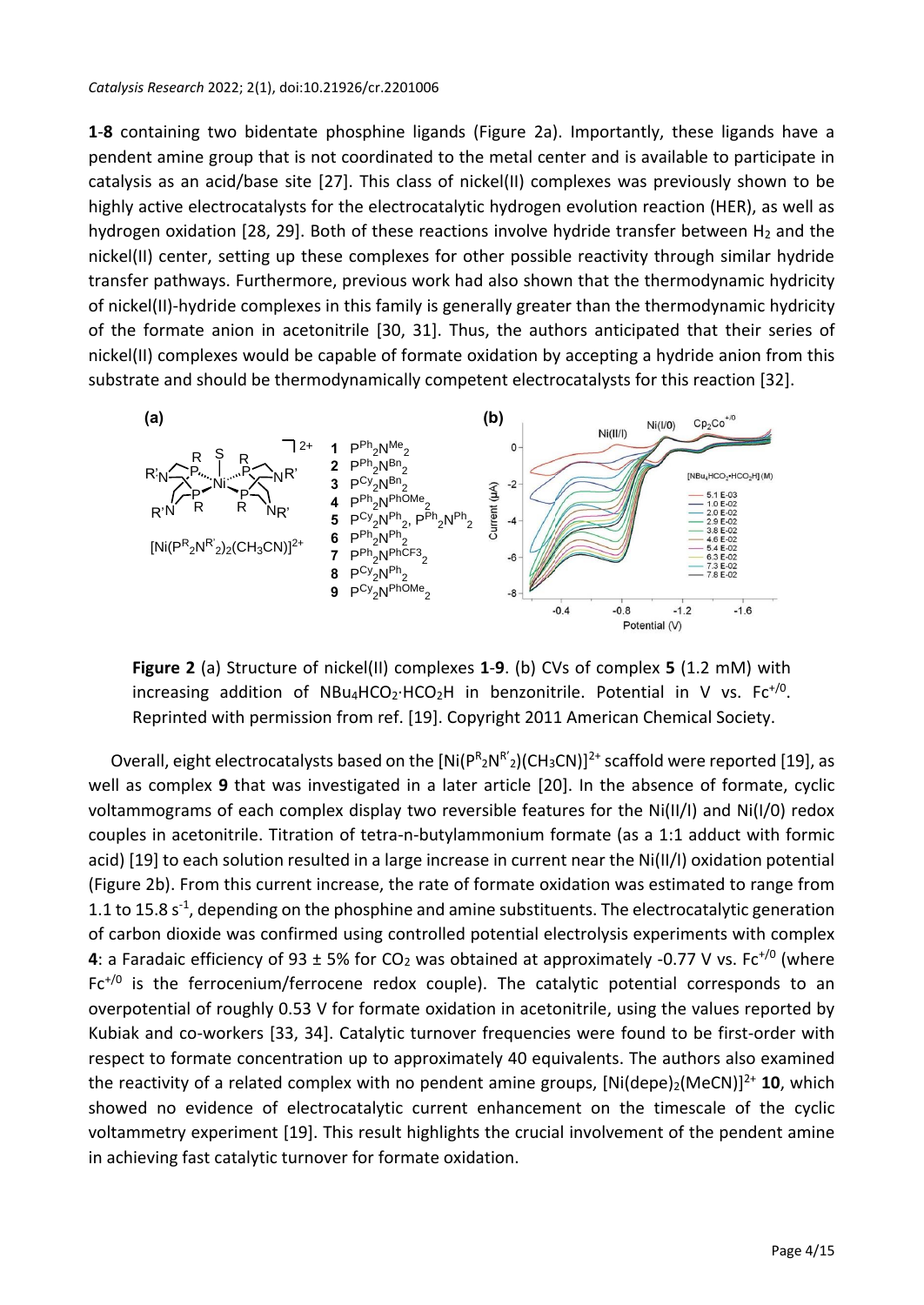**1**-**8** containing two bidentate phosphine ligands (Figure 2a). Importantly, these ligands have a pendent amine group that is not coordinated to the metal center and is available to participate in catalysis as an acid/base site [27]. This class of nickel(II) complexes was previously shown to be highly active electrocatalysts for the electrocatalytic hydrogen evolution reaction (HER), as well as hydrogen oxidation [28, 29]. Both of these reactions involve hydride transfer between $H_2$ and the nickel(II) center, setting up these complexes for other possible reactivity through similar hydride transfer pathways. Furthermore, previous work had also shown that the thermodynamic hydricity of nickel(II)-hydride complexes in this family is generally greater than the thermodynamic hydricity of the formate anion in acetonitrile [30, 31]. Thus, the authors anticipated that their series of nickel(II) complexes would be capable of formate oxidation by accepting a hydride anion from this substrate and should be thermodynamically competent electrocatalysts for this reaction [32].

(a)

$[Ni(P^R{}_2N^{R'}{}_2)_2(CH_3CN)]^{2+}$

**1** $P^{Ph}{}_2N^{Me}{}_2$
**2** $P^{Ph}{}_2N^{Bn}{}_2$
**3** $P^{Cy}{}_2N^{Bn}{}_2$
**4** $P^{Ph}{}_2N^{PhOMe}{}_2$
**5** $P^{Cy}{}_2N^{Ph}{}_2$, $P^{Ph}{}_2N^{Ph}{}_2$
**6** $P^{Ph}{}_2N^{Ph}{}_2$
**7** $P^{Ph}{}_2N^{PhCF3}{}_2$
**8** $P^{Cy}{}_2N^{Ph}{}_2$
**9** $P^{Cy}{}_2N^{PhOMe}{}_2$

(b)

Ni(II/I) Ni(I/0) $Cp_2Co^{+/0}$

$[NBu_4HCO_2{\cdot}HCO_2H]$ (M)
5.1 E-03
1.0 E-02
2.0 E-02
2.9 E-02
3.8 E-02
4.6 E-02
5.4 E-02
6.3 E-02
7.3 E-02
7.8 E-02

Current (μA)
Potential (V)

**Figure 2** (a) Structure of nickel(II) complexes **1**-**9**. (b) CVs of complex **5** (1.2 mM) with increasing addition of $NBu_4HCO_2{\cdot}HCO_2H$ in benzonitrile. Potential in V vs. $Fc^{+/0}$. Reprinted with permission from ref. [19]. Copyright 2011 American Chemical Society.

Overall, eight electrocatalysts based on the $[Ni(P^R{}_2N^{R'}{}_2)(CH_3CN)]^{2+}$ scaffold were reported [19], as well as complex **9** that was investigated in a later article [20]. In the absence of formate, cyclic voltammograms of each complex display two reversible features for the Ni(II/I) and Ni(I/0) redox couples in acetonitrile. Titration of tetra-n-butylammonium formate (as a 1:1 adduct with formic acid) [19] to each solution resulted in a large increase in current near the Ni(II/I) oxidation potential (Figure 2b). From this current increase, the rate of formate oxidation was estimated to range from 1.1 to 15.8 $s^{-1}$, depending on the phosphine and amine substituents. The electrocatalytic generation of carbon dioxide was confirmed using controlled potential electrolysis experiments with complex **4**: a Faradaic efficiency of 93 ± 5% for $CO_2$ was obtained at approximately -0.77 V vs. $Fc^{+/0}$ (where $Fc^{+/0}$ is the ferrocenium/ferrocene redox couple). The catalytic potential corresponds to an overpotential of roughly 0.53 V for formate oxidation in acetonitrile, using the values reported by Kubiak and co-workers [33, 34]. Catalytic turnover frequencies were found to be first-order with respect to formate concentration up to approximately 40 equivalents. The authors also examined the reactivity of a related complex with no pendent amine groups, $[Ni(depe)_2(MeCN)]^{2+}$ **10**, which showed no evidence of electrocatalytic current enhancement on the timescale of the cyclic voltammetry experiment [19]. This result highlights the crucial involvement of the pendent amine in achieving fast catalytic turnover for formate oxidation.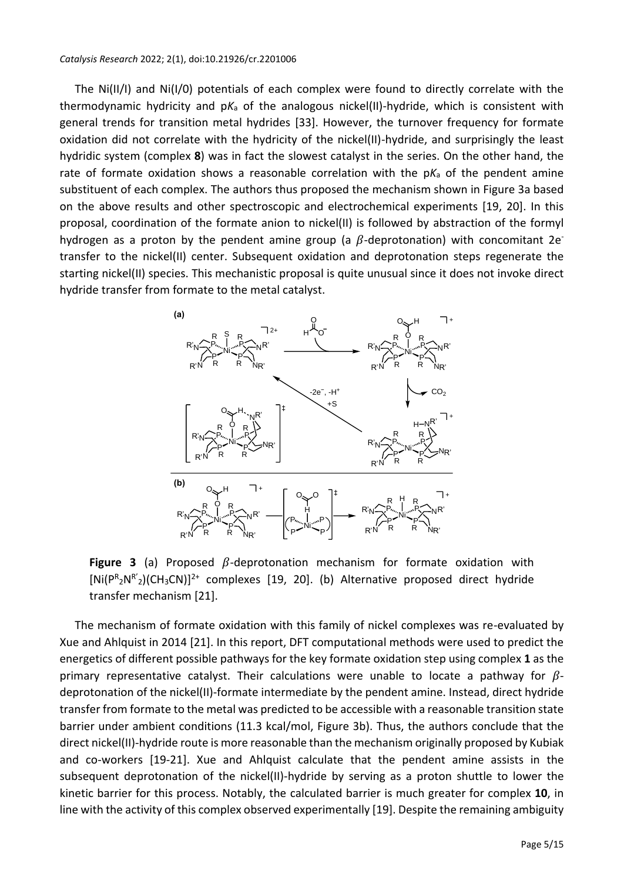The Ni(II/I) and Ni(I/0) potentials of each complex were found to directly correlate with the thermodynamic hydricity and p$K_a$ of the analogous nickel(II)-hydride, which is consistent with general trends for transition metal hydrides [33]. However, the turnover frequency for formate oxidation did not correlate with the hydricity of the nickel(II)-hydride, and surprisingly the least hydridic system (complex **8**) was in fact the slowest catalyst in the series. On the other hand, the rate of formate oxidation shows a reasonable correlation with the p$K_a$ of the pendent amine substituent of each complex. The authors thus proposed the mechanism shown in Figure 3a based on the above results and other spectroscopic and electrochemical experiments [19, 20]. In this proposal, coordination of the formate anion to nickel(II) is followed by abstraction of the formyl hydrogen as a proton by the pendent amine group (a $\beta$-deprotonation) with concomitant 2e$^-$ transfer to the nickel(II) center. Subsequent oxidation and deprotonation steps regenerate the starting nickel(II) species. This mechanistic proposal is quite unusual since it does not invoke direct hydride transfer from formate to the metal catalyst.

**Figure 3** (a) Proposed $\beta$-deprotonation mechanism for formate oxidation with $[Ni(P^R{}_2N^{R'}{}_2)(CH_3CN)]^{2+}$ complexes [19, 20]. (b) Alternative proposed direct hydride transfer mechanism [21].

The mechanism of formate oxidation with this family of nickel complexes was re-evaluated by Xue and Ahlquist in 2014 [21]. In this report, DFT computational methods were used to predict the energetics of different possible pathways for the key formate oxidation step using complex **1** as the primary representative catalyst. Their calculations were unable to locate a pathway for $\beta$-deprotonation of the nickel(II)-formate intermediate by the pendent amine. Instead, direct hydride transfer from formate to the metal was predicted to be accessible with a reasonable transition state barrier under ambient conditions (11.3 kcal/mol, Figure 3b). Thus, the authors conclude that the direct nickel(II)-hydride route is more reasonable than the mechanism originally proposed by Kubiak and co-workers [19-21]. Xue and Ahlquist calculate that the pendent amine assists in the subsequent deprotonation of the nickel(II)-hydride by serving as a proton shuttle to lower the kinetic barrier for this process. Notably, the calculated barrier is much greater for complex **10**, in line with the activity of this complex observed experimentally [19]. Despite the remaining ambiguity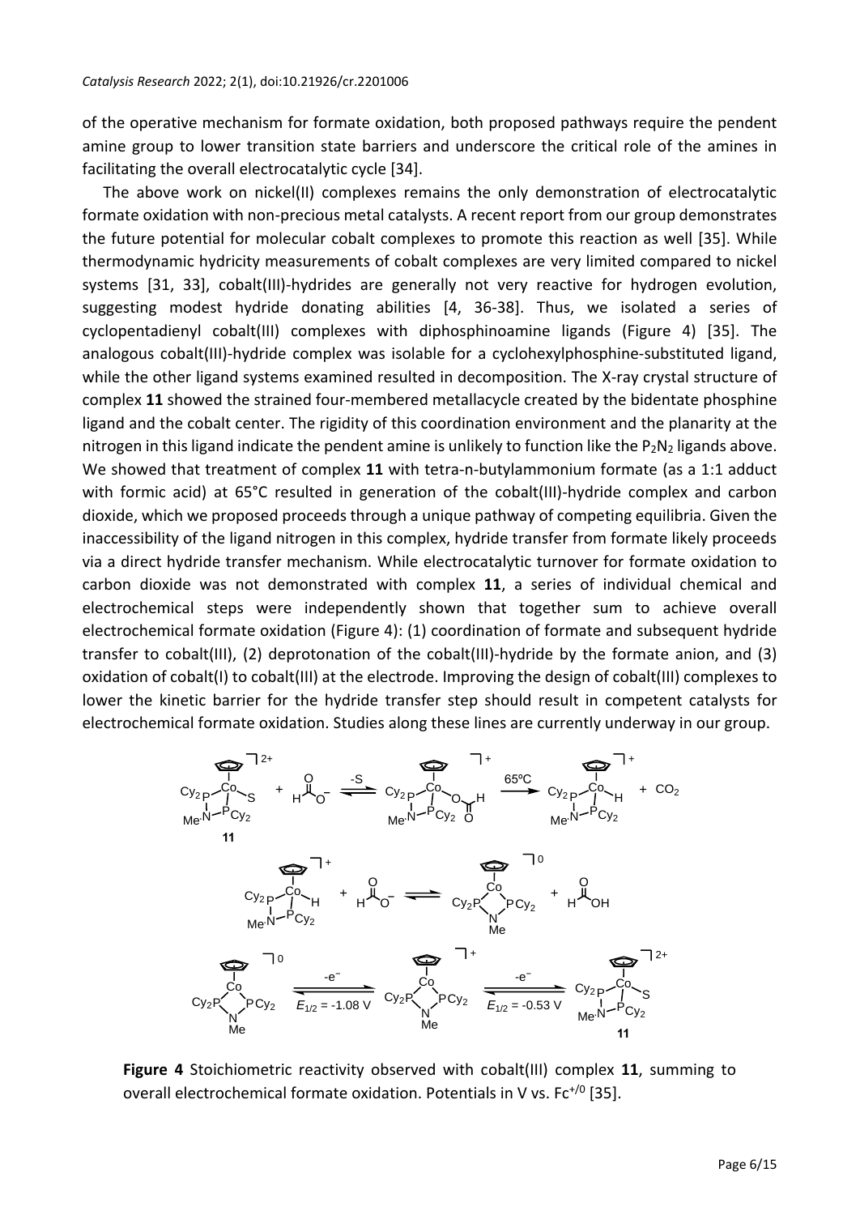of the operative mechanism for formate oxidation, both proposed pathways require the pendent amine group to lower transition state barriers and underscore the critical role of the amines in facilitating the overall electrocatalytic cycle [34].

The above work on nickel(II) complexes remains the only demonstration of electrocatalytic formate oxidation with non-precious metal catalysts. A recent report from our group demonstrates the future potential for molecular cobalt complexes to promote this reaction as well [35]. While thermodynamic hydricity measurements of cobalt complexes are very limited compared to nickel systems [31, 33], cobalt(III)-hydrides are generally not very reactive for hydrogen evolution, suggesting modest hydride donating abilities [4, 36-38]. Thus, we isolated a series of cyclopentadienyl cobalt(III) complexes with diphosphinoamine ligands (Figure 4) [35]. The analogous cobalt(III)-hydride complex was isolable for a cyclohexylphosphine-substituted ligand, while the other ligand systems examined resulted in decomposition. The X-ray crystal structure of complex **11** showed the strained four-membered metallacycle created by the bidentate phosphine ligand and the cobalt center. The rigidity of this coordination environment and the planarity at the nitrogen in this ligand indicate the pendent amine is unlikely to function like the $P_2N_2$ ligands above. We showed that treatment of complex **11** with tetra-n-butylammonium formate (as a 1:1 adduct with formic acid) at 65°C resulted in generation of the cobalt(III)-hydride complex and carbon dioxide, which we proposed proceeds through a unique pathway of competing equilibria. Given the inaccessibility of the ligand nitrogen in this complex, hydride transfer from formate likely proceeds via a direct hydride transfer mechanism. While electrocatalytic turnover for formate oxidation to carbon dioxide was not demonstrated with complex **11**, a series of individual chemical and electrochemical steps were independently shown that together sum to achieve overall electrochemical formate oxidation (Figure 4): (1) coordination of formate and subsequent hydride transfer to cobalt(III), (2) deprotonation of the cobalt(III)-hydride by the formate anion, and (3) oxidation of cobalt(I) to cobalt(III) at the electrode. Improving the design of cobalt(III) complexes to lower the kinetic barrier for the hydride transfer step should result in competent catalysts for electrochemical formate oxidation. Studies along these lines are currently underway in our group.

**Figure 4** Stoichiometric reactivity observed with cobalt(III) complex **11**, summing to overall electrochemical formate oxidation. Potentials in V vs. $Fc^{+/0}$ [35].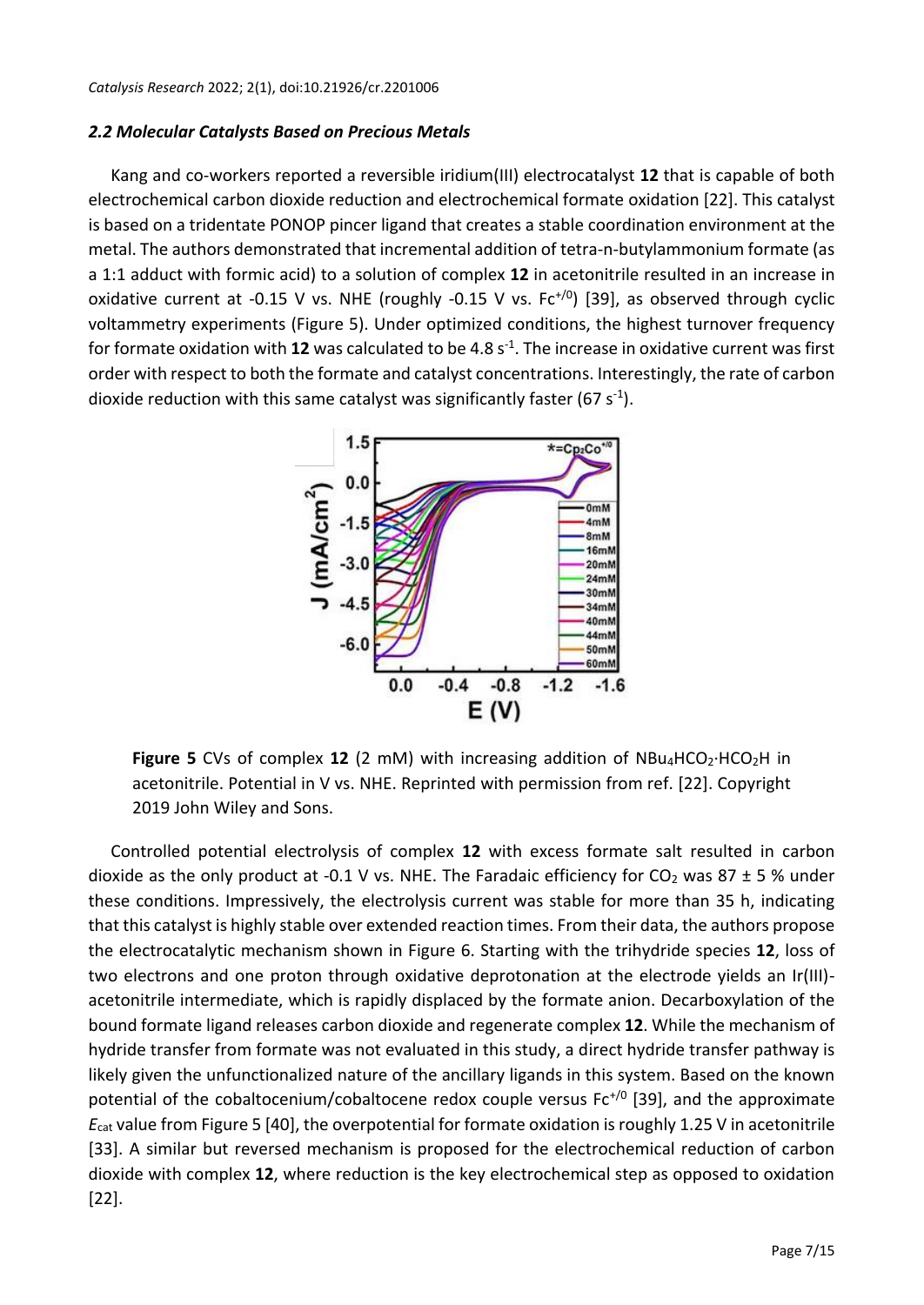### *2.2 Molecular Catalysts Based on Precious Metals*

Kang and co-workers reported a reversible iridium(III) electrocatalyst **12** that is capable of both electrochemical carbon dioxide reduction and electrochemical formate oxidation [22]. This catalyst is based on a tridentate PONOP pincer ligand that creates a stable coordination environment at the metal. The authors demonstrated that incremental addition of tetra-n-butylammonium formate (as a 1:1 adduct with formic acid) to a solution of complex **12** in acetonitrile resulted in an increase in oxidative current at -0.15 V vs. NHE (roughly -0.15 V vs. $Fc^{+/0}$) [39], as observed through cyclic voltammetry experiments (Figure 5). Under optimized conditions, the highest turnover frequency for formate oxidation with **12** was calculated to be 4.8 $s^{-1}$. The increase in oxidative current was first order with respect to both the formate and catalyst concentrations. Interestingly, the rate of carbon dioxide reduction with this same catalyst was significantly faster (67 $s^{-1}$).

1.5
0.0
-1.5
-3.0
-4.5
-6.0
J (mA/cm²)
0.0 -0.4 -0.8 -1.2 -1.6
E (V)
*=Cp₂Co+/0
0mM
4mM
8mM
16mM
20mM
24mM
30mM
34mM
40mM
44mM
50mM
60mM

**Figure 5** CVs of complex **12** (2 mM) with increasing addition of $NBu_4HCO_2 \cdot HCO_2H$ in acetonitrile. Potential in V vs. NHE. Reprinted with permission from ref. [22]. Copyright 2019 John Wiley and Sons.

Controlled potential electrolysis of complex **12** with excess formate salt resulted in carbon dioxide as the only product at -0.1 V vs. NHE. The Faradaic efficiency for $CO_2$ was 87 ± 5 % under these conditions. Impressively, the electrolysis current was stable for more than 35 h, indicating that this catalyst is highly stable over extended reaction times. From their data, the authors propose the electrocatalytic mechanism shown in Figure 6. Starting with the trihydride species **12**, loss of two electrons and one proton through oxidative deprotonation at the electrode yields an Ir(III)-acetonitrile intermediate, which is rapidly displaced by the formate anion. Decarboxylation of the bound formate ligand releases carbon dioxide and regenerate complex **12**. While the mechanism of hydride transfer from formate was not evaluated in this study, a direct hydride transfer pathway is likely given the unfunctionalized nature of the ancillary ligands in this system. Based on the known potential of the cobaltocenium/cobaltocene redox couple versus $Fc^{+/0}$ [39], and the approximate $E_{cat}$ value from Figure 5 [40], the overpotential for formate oxidation is roughly 1.25 V in acetonitrile [33]. A similar but reversed mechanism is proposed for the electrochemical reduction of carbon dioxide with complex **12**, where reduction is the key electrochemical step as opposed to oxidation [22].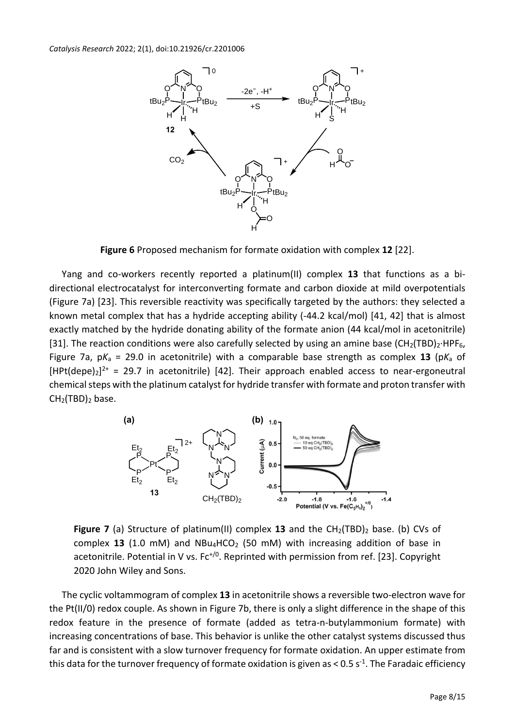**Figure 6** Proposed mechanism for formate oxidation with complex **12** [22].

Yang and co-workers recently reported a platinum(II) complex **13** that functions as a bi-directional electrocatalyst for interconverting formate and carbon dioxide at mild overpotentials (Figure 7a) [23]. This reversible reactivity was specifically targeted by the authors: they selected a known metal complex that has a hydride accepting ability (-44.2 kcal/mol) [41, 42] that is almost exactly matched by the hydride donating ability of the formate anion (44 kcal/mol in acetonitrile) [31]. The reaction conditions were also carefully selected by using an amine base ($CH_2(TBD)_2{\cdot}HPF_6$, Figure 7a, p$K_a$ = 29.0 in acetonitrile) with a comparable base strength as complex **13** (p$K_a$ of $[HPt(depe)_2]^{2+}$ = 29.7 in acetonitrile) [42]. Their approach enabled access to near-ergoneutral chemical steps with the platinum catalyst for hydride transfer with formate and proton transfer with $CH_2(TBD)_2$ base.

**Figure 7** (a) Structure of platinum(II) complex **13** and the $CH_2(TBD)_2$ base. (b) CVs of complex **13** (1.0 mM) and $NBu_4HCO_2$ (50 mM) with increasing addition of base in acetonitrile. Potential in V vs. $Fc^{+/0}$. Reprinted with permission from ref. [23]. Copyright 2020 John Wiley and Sons.

The cyclic voltammogram of complex **13** in acetonitrile shows a reversible two-electron wave for the Pt(II/0) redox couple. As shown in Figure 7b, there is only a slight difference in the shape of this redox feature in the presence of formate (added as tetra-n-butylammonium formate) with increasing concentrations of base. This behavior is unlike the other catalyst systems discussed thus far and is consistent with a slow turnover frequency for formate oxidation. An upper estimate from this data for the turnover frequency of formate oxidation is given as < 0.5 $s^{-1}$. The Faradaic efficiency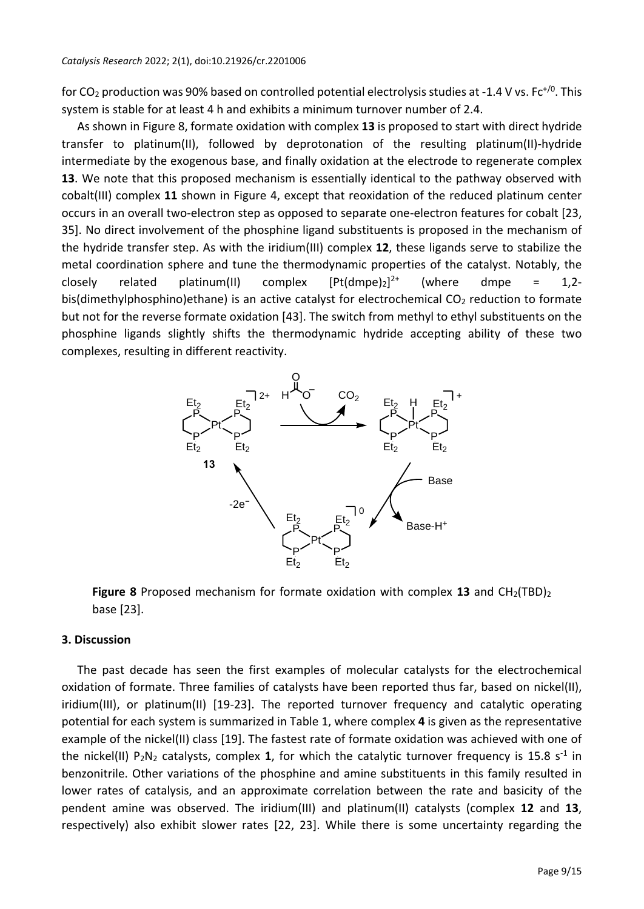for $CO_2$ production was 90% based on controlled potential electrolysis studies at -1.4 V vs. $Fc^{+/0}$. This system is stable for at least 4 h and exhibits a minimum turnover number of 2.4.

As shown in Figure 8, formate oxidation with complex **13** is proposed to start with direct hydride transfer to platinum(II), followed by deprotonation of the resulting platinum(II)-hydride intermediate by the exogenous base, and finally oxidation at the electrode to regenerate complex **13**. We note that this proposed mechanism is essentially identical to the pathway observed with cobalt(III) complex **11** shown in Figure 4, except that reoxidation of the reduced platinum center occurs in an overall two-electron step as opposed to separate one-electron features for cobalt [23, 35]. No direct involvement of the phosphine ligand substituents is proposed in the mechanism of the hydride transfer step. As with the iridium(III) complex **12**, these ligands serve to stabilize the metal coordination sphere and tune the thermodynamic properties of the catalyst. Notably, the closely related platinum(II) complex $[Pt(dmpe)_2]^{2+}$ (where dmpe = 1,2-bis(dimethylphosphino)ethane) is an active catalyst for electrochemical $CO_2$ reduction to formate but not for the reverse formate oxidation [43]. The switch from methyl to ethyl substituents on the phosphine ligands slightly shifts the thermodynamic hydride accepting ability of these two complexes, resulting in different reactivity.

**Figure 8** Proposed mechanism for formate oxidation with complex **13** and $CH_2(TBD)_2$ base [23].

### 3. Discussion

The past decade has seen the first examples of molecular catalysts for the electrochemical oxidation of formate. Three families of catalysts have been reported thus far, based on nickel(II), iridium(III), or platinum(II) [19-23]. The reported turnover frequency and catalytic operating potential for each system is summarized in Table 1, where complex **4** is given as the representative example of the nickel(II) class [19]. The fastest rate of formate oxidation was achieved with one of the nickel(II) $P_2N_2$ catalysts, complex **1**, for which the catalytic turnover frequency is 15.8 $s^{-1}$ in benzonitrile. Other variations of the phosphine and amine substituents in this family resulted in lower rates of catalysis, and an approximate correlation between the rate and basicity of the pendent amine was observed. The iridium(III) and platinum(II) catalysts (complex **12** and **13**, respectively) also exhibit slower rates [22, 23]. While there is some uncertainty regarding the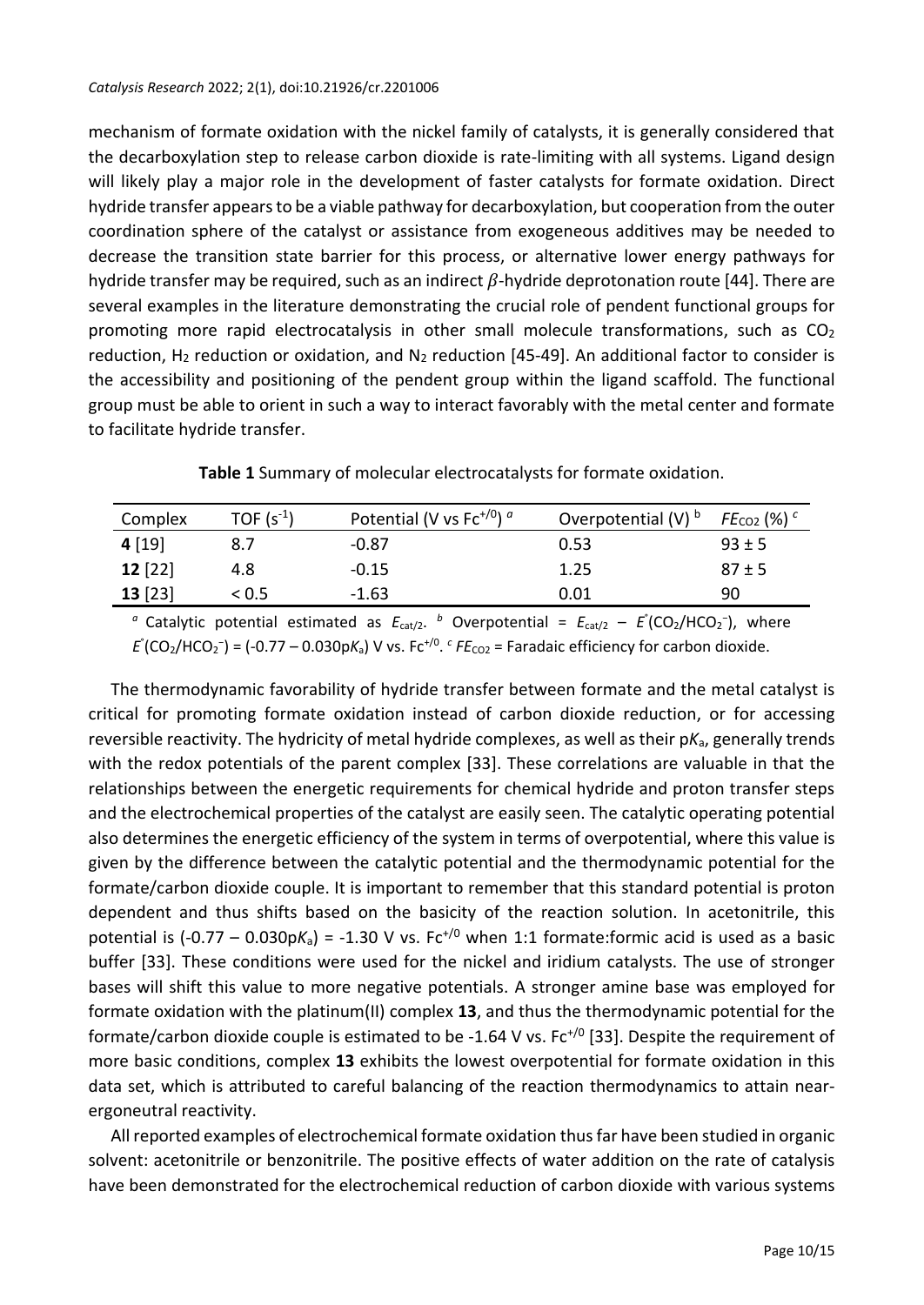mechanism of formate oxidation with the nickel family of catalysts, it is generally considered that the decarboxylation step to release carbon dioxide is rate-limiting with all systems. Ligand design will likely play a major role in the development of faster catalysts for formate oxidation. Direct hydride transfer appears to be a viable pathway for decarboxylation, but cooperation from the outer coordination sphere of the catalyst or assistance from exogeneous additives may be needed to decrease the transition state barrier for this process, or alternative lower energy pathways for hydride transfer may be required, such as an indirect $\beta$-hydride deprotonation route [44]. There are several examples in the literature demonstrating the crucial role of pendent functional groups for promoting more rapid electrocatalysis in other small molecule transformations, such as $CO_2$ reduction, $H_2$ reduction or oxidation, and $N_2$ reduction [45-49]. An additional factor to consider is the accessibility and positioning of the pendent group within the ligand scaffold. The functional group must be able to orient in such a way to interact favorably with the metal center and formate to facilitate hydride transfer.

**Table 1** Summary of molecular electrocatalysts for formate oxidation.

| Complex | TOF ($s^{-1}$) | Potential (V vs $Fc^{+/0}$) [a] | Overpotential (V) [b] | $FE_{CO2}$ (%) [c] |
|---|---|---|---|---|
| **4** [19] | 8.7 | -0.87 | 0.53 | 93 ± 5 |
| **12** [22] | 4.8 | -0.15 | 1.25 | 87 ± 5 |
| **13** [23] | < 0.5 | -1.63 | 0.01 | 90 |

[a] Catalytic potential estimated as $E_{cat/2}$. [b] Overpotential = $E_{cat/2} - E^{\circ}(CO_2/HCO_2^-)$, where $E^{\circ}(CO_2/HCO_2^-) = (-0.77 - 0.030\text{p}K_a)$ V vs. $Fc^{+/0}$. [c] $FE_{CO2}$ = Faradaic efficiency for carbon dioxide.

The thermodynamic favorability of hydride transfer between formate and the metal catalyst is critical for promoting formate oxidation instead of carbon dioxide reduction, or for accessing reversible reactivity. The hydricity of metal hydride complexes, as well as their p$K_a$, generally trends with the redox potentials of the parent complex [33]. These correlations are valuable in that the relationships between the energetic requirements for chemical hydride and proton transfer steps and the electrochemical properties of the catalyst are easily seen. The catalytic operating potential also determines the energetic efficiency of the system in terms of overpotential, where this value is given by the difference between the catalytic potential and the thermodynamic potential for the formate/carbon dioxide couple. It is important to remember that this standard potential is proton dependent and thus shifts based on the basicity of the reaction solution. In acetonitrile, this potential is $(-0.77 - 0.030\text{p}K_a) = -1.30$ V vs. $Fc^{+/0}$ when 1:1 formate:formic acid is used as a basic buffer [33]. These conditions were used for the nickel and iridium catalysts. The use of stronger bases will shift this value to more negative potentials. A stronger amine base was employed for formate oxidation with the platinum(II) complex **13**, and thus the thermodynamic potential for the formate/carbon dioxide couple is estimated to be -1.64 V vs. $Fc^{+/0}$ [33]. Despite the requirement of more basic conditions, complex **13** exhibits the lowest overpotential for formate oxidation in this data set, which is attributed to careful balancing of the reaction thermodynamics to attain near-ergoneutral reactivity.

All reported examples of electrochemical formate oxidation thus far have been studied in organic solvent: acetonitrile or benzonitrile. The positive effects of water addition on the rate of catalysis have been demonstrated for the electrochemical reduction of carbon dioxide with various systems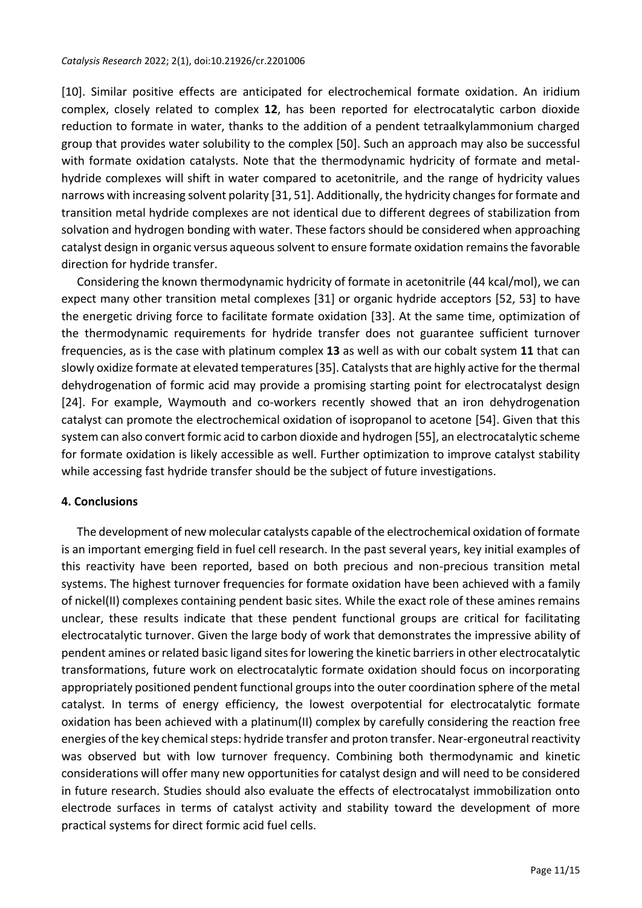[10]. Similar positive effects are anticipated for electrochemical formate oxidation. An iridium complex, closely related to complex **12**, has been reported for electrocatalytic carbon dioxide reduction to formate in water, thanks to the addition of a pendent tetraalkylammonium charged group that provides water solubility to the complex [50]. Such an approach may also be successful with formate oxidation catalysts. Note that the thermodynamic hydricity of formate and metal-hydride complexes will shift in water compared to acetonitrile, and the range of hydricity values narrows with increasing solvent polarity [31, 51]. Additionally, the hydricity changes for formate and transition metal hydride complexes are not identical due to different degrees of stabilization from solvation and hydrogen bonding with water. These factors should be considered when approaching catalyst design in organic versus aqueous solvent to ensure formate oxidation remains the favorable direction for hydride transfer.

Considering the known thermodynamic hydricity of formate in acetonitrile (44 kcal/mol), we can expect many other transition metal complexes [31] or organic hydride acceptors [52, 53] to have the energetic driving force to facilitate formate oxidation [33]. At the same time, optimization of the thermodynamic requirements for hydride transfer does not guarantee sufficient turnover frequencies, as is the case with platinum complex **13** as well as with our cobalt system **11** that can slowly oxidize formate at elevated temperatures [35]. Catalysts that are highly active for the thermal dehydrogenation of formic acid may provide a promising starting point for electrocatalyst design [24]. For example, Waymouth and co-workers recently showed that an iron dehydrogenation catalyst can promote the electrochemical oxidation of isopropanol to acetone [54]. Given that this system can also convert formic acid to carbon dioxide and hydrogen [55], an electrocatalytic scheme for formate oxidation is likely accessible as well. Further optimization to improve catalyst stability while accessing fast hydride transfer should be the subject of future investigations.

## 4. Conclusions

The development of new molecular catalysts capable of the electrochemical oxidation of formate is an important emerging field in fuel cell research. In the past several years, key initial examples of this reactivity have been reported, based on both precious and non-precious transition metal systems. The highest turnover frequencies for formate oxidation have been achieved with a family of nickel(II) complexes containing pendent basic sites. While the exact role of these amines remains unclear, these results indicate that these pendent functional groups are critical for facilitating electrocatalytic turnover. Given the large body of work that demonstrates the impressive ability of pendent amines or related basic ligand sites for lowering the kinetic barriers in other electrocatalytic transformations, future work on electrocatalytic formate oxidation should focus on incorporating appropriately positioned pendent functional groups into the outer coordination sphere of the metal catalyst. In terms of energy efficiency, the lowest overpotential for electrocatalytic formate oxidation has been achieved with a platinum(II) complex by carefully considering the reaction free energies of the key chemical steps: hydride transfer and proton transfer. Near-ergoneutral reactivity was observed but with low turnover frequency. Combining both thermodynamic and kinetic considerations will offer many new opportunities for catalyst design and will need to be considered in future research. Studies should also evaluate the effects of electrocatalyst immobilization onto electrode surfaces in terms of catalyst activity and stability toward the development of more practical systems for direct formic acid fuel cells.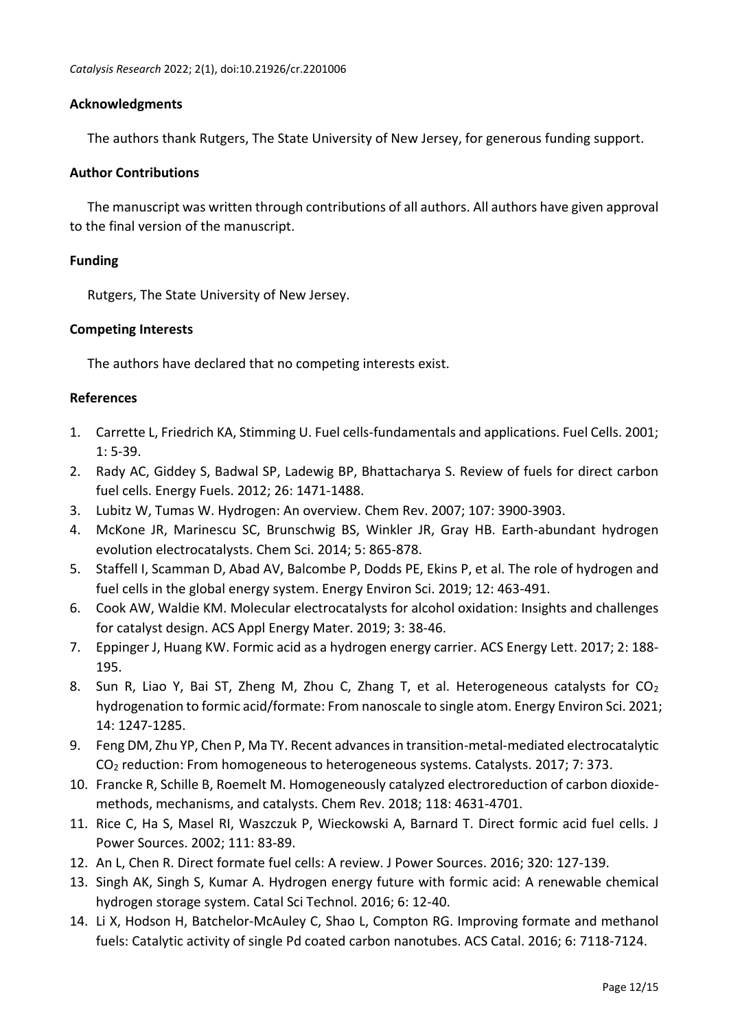## Acknowledgments

The authors thank Rutgers, The State University of New Jersey, for generous funding support.

## Author Contributions

The manuscript was written through contributions of all authors. All authors have given approval to the final version of the manuscript.

## Funding

Rutgers, The State University of New Jersey.

## Competing Interests

The authors have declared that no competing interests exist.

## References

1. Carrette L, Friedrich KA, Stimming U. Fuel cells-fundamentals and applications. Fuel Cells. 2001; 1: 5-39.
2. Rady AC, Giddey S, Badwal SP, Ladewig BP, Bhattacharya S. Review of fuels for direct carbon fuel cells. Energy Fuels. 2012; 26: 1471-1488.
3. Lubitz W, Tumas W. Hydrogen: An overview. Chem Rev. 2007; 107: 3900-3903.
4. McKone JR, Marinescu SC, Brunschwig BS, Winkler JR, Gray HB. Earth-abundant hydrogen evolution electrocatalysts. Chem Sci. 2014; 5: 865-878.
5. Staffell I, Scamman D, Abad AV, Balcombe P, Dodds PE, Ekins P, et al. The role of hydrogen and fuel cells in the global energy system. Energy Environ Sci. 2019; 12: 463-491.
6. Cook AW, Waldie KM. Molecular electrocatalysts for alcohol oxidation: Insights and challenges for catalyst design. ACS Appl Energy Mater. 2019; 3: 38-46.
7. Eppinger J, Huang KW. Formic acid as a hydrogen energy carrier. ACS Energy Lett. 2017; 2: 188-195.
8. Sun R, Liao Y, Bai ST, Zheng M, Zhou C, Zhang T, et al. Heterogeneous catalysts for $CO_2$ hydrogenation to formic acid/formate: From nanoscale to single atom. Energy Environ Sci. 2021; 14: 1247-1285.
9. Feng DM, Zhu YP, Chen P, Ma TY. Recent advances in transition-metal-mediated electrocatalytic $CO_2$ reduction: From homogeneous to heterogeneous systems. Catalysts. 2017; 7: 373.
10. Francke R, Schille B, Roemelt M. Homogeneously catalyzed electroreduction of carbon dioxide-methods, mechanisms, and catalysts. Chem Rev. 2018; 118: 4631-4701.
11. Rice C, Ha S, Masel RI, Waszczuk P, Wieckowski A, Barnard T. Direct formic acid fuel cells. J Power Sources. 2002; 111: 83-89.
12. An L, Chen R. Direct formate fuel cells: A review. J Power Sources. 2016; 320: 127-139.
13. Singh AK, Singh S, Kumar A. Hydrogen energy future with formic acid: A renewable chemical hydrogen storage system. Catal Sci Technol. 2016; 6: 12-40.
14. Li X, Hodson H, Batchelor-McAuley C, Shao L, Compton RG. Improving formate and methanol fuels: Catalytic activity of single Pd coated carbon nanotubes. ACS Catal. 2016; 6: 7118-7124.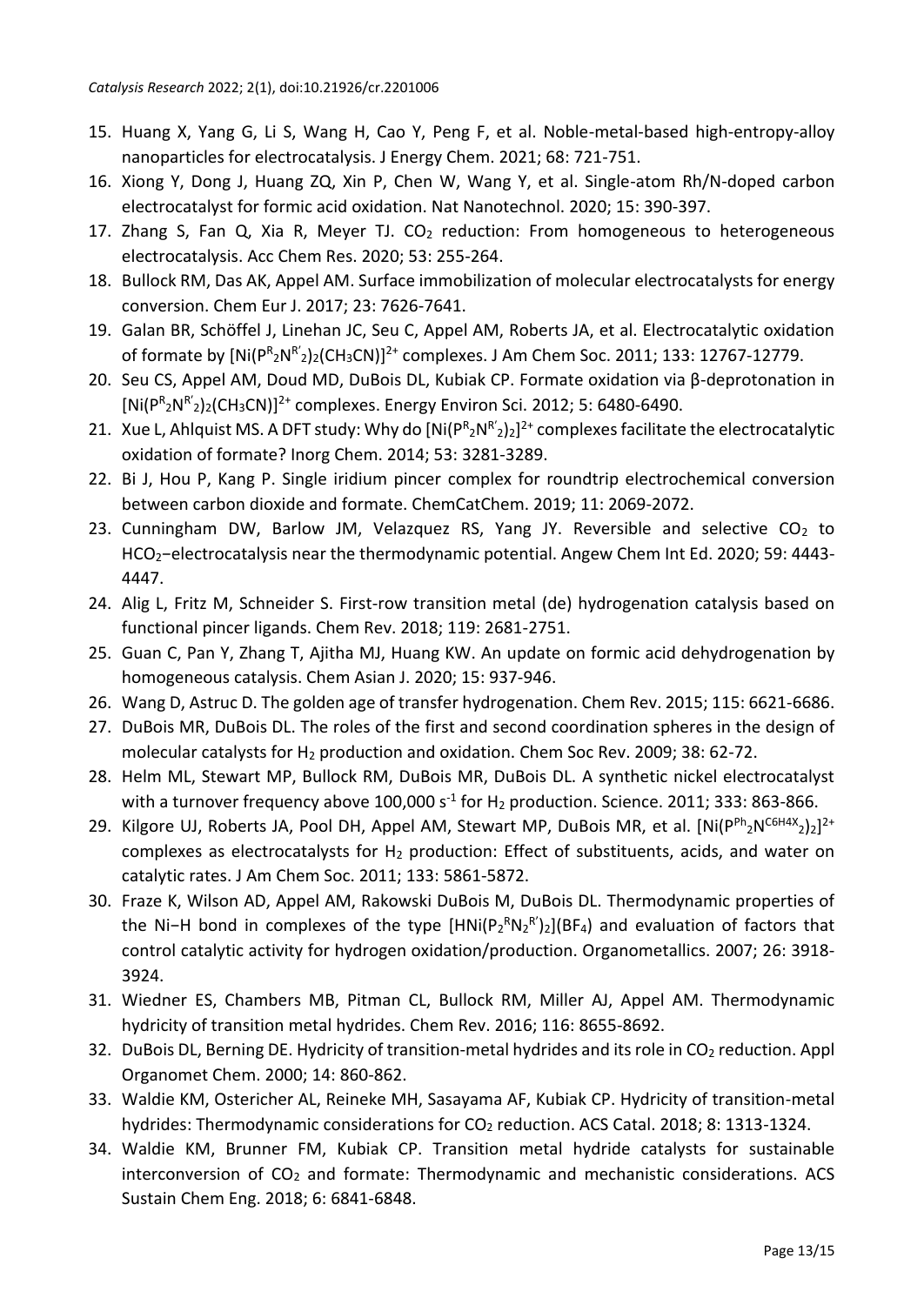15. Huang X, Yang G, Li S, Wang H, Cao Y, Peng F, et al. Noble-metal-based high-entropy-alloy nanoparticles for electrocatalysis. J Energy Chem. 2021; 68: 721-751.
16. Xiong Y, Dong J, Huang ZQ, Xin P, Chen W, Wang Y, et al. Single-atom Rh/N-doped carbon electrocatalyst for formic acid oxidation. Nat Nanotechnol. 2020; 15: 390-397.
17. Zhang S, Fan Q, Xia R, Meyer TJ. $CO_2$ reduction: From homogeneous to heterogeneous electrocatalysis. Acc Chem Res. 2020; 53: 255-264.
18. Bullock RM, Das AK, Appel AM. Surface immobilization of molecular electrocatalysts for energy conversion. Chem Eur J. 2017; 23: 7626-7641.
19. Galan BR, Schöffel J, Linehan JC, Seu C, Appel AM, Roberts JA, et al. Electrocatalytic oxidation of formate by $[Ni(P^{R}_2N^{R'}_2)_2(CH_3CN)]^{2+}$ complexes. J Am Chem Soc. 2011; 133: 12767-12779.
20. Seu CS, Appel AM, Doud MD, DuBois DL, Kubiak CP. Formate oxidation via β-deprotonation in $[Ni(P^{R}_2N^{R'}_2)_2(CH_3CN)]^{2+}$ complexes. Energy Environ Sci. 2012; 5: 6480-6490.
21. Xue L, Ahlquist MS. A DFT study: Why do $[Ni(P^{R}_2N^{R'}_2)_2]^{2+}$ complexes facilitate the electrocatalytic oxidation of formate? Inorg Chem. 2014; 53: 3281-3289.
22. Bi J, Hou P, Kang P. Single iridium pincer complex for roundtrip electrochemical conversion between carbon dioxide and formate. ChemCatChem. 2019; 11: 2069-2072.
23. Cunningham DW, Barlow JM, Velazquez RS, Yang JY. Reversible and selective $CO_2$ to $HCO_2^-$ electrocatalysis near the thermodynamic potential. Angew Chem Int Ed. 2020; 59: 4443-4447.
24. Alig L, Fritz M, Schneider S. First-row transition metal (de) hydrogenation catalysis based on functional pincer ligands. Chem Rev. 2018; 119: 2681-2751.
25. Guan C, Pan Y, Zhang T, Ajitha MJ, Huang KW. An update on formic acid dehydrogenation by homogeneous catalysis. Chem Asian J. 2020; 15: 937-946.
26. Wang D, Astruc D. The golden age of transfer hydrogenation. Chem Rev. 2015; 115: 6621-6686.
27. DuBois MR, DuBois DL. The roles of the first and second coordination spheres in the design of molecular catalysts for $H_2$ production and oxidation. Chem Soc Rev. 2009; 38: 62-72.
28. Helm ML, Stewart MP, Bullock RM, DuBois MR, DuBois DL. A synthetic nickel electrocatalyst with a turnover frequency above 100,000 $s^{-1}$ for $H_2$ production. Science. 2011; 333: 863-866.
29. Kilgore UJ, Roberts JA, Pool DH, Appel AM, Stewart MP, DuBois MR, et al. $[Ni(P^{Ph}_2N^{C6H4X}_2)_2]^{2+}$ complexes as electrocatalysts for $H_2$ production: Effect of substituents, acids, and water on catalytic rates. J Am Chem Soc. 2011; 133: 5861-5872.
30. Fraze K, Wilson AD, Appel AM, Rakowski DuBois M, DuBois DL. Thermodynamic properties of the Ni−H bond in complexes of the type $[HNi(P_2^{R}N_2^{R'})_2](BF_4)$ and evaluation of factors that control catalytic activity for hydrogen oxidation/production. Organometallics. 2007; 26: 3918-3924.
31. Wiedner ES, Chambers MB, Pitman CL, Bullock RM, Miller AJ, Appel AM. Thermodynamic hydricity of transition metal hydrides. Chem Rev. 2016; 116: 8655-8692.
32. DuBois DL, Berning DE. Hydricity of transition-metal hydrides and its role in $CO_2$ reduction. Appl Organomet Chem. 2000; 14: 860-862.
33. Waldie KM, Ostericher AL, Reineke MH, Sasayama AF, Kubiak CP. Hydricity of transition-metal hydrides: Thermodynamic considerations for $CO_2$ reduction. ACS Catal. 2018; 8: 1313-1324.
34. Waldie KM, Brunner FM, Kubiak CP. Transition metal hydride catalysts for sustainable interconversion of $CO_2$ and formate: Thermodynamic and mechanistic considerations. ACS Sustain Chem Eng. 2018; 6: 6841-6848.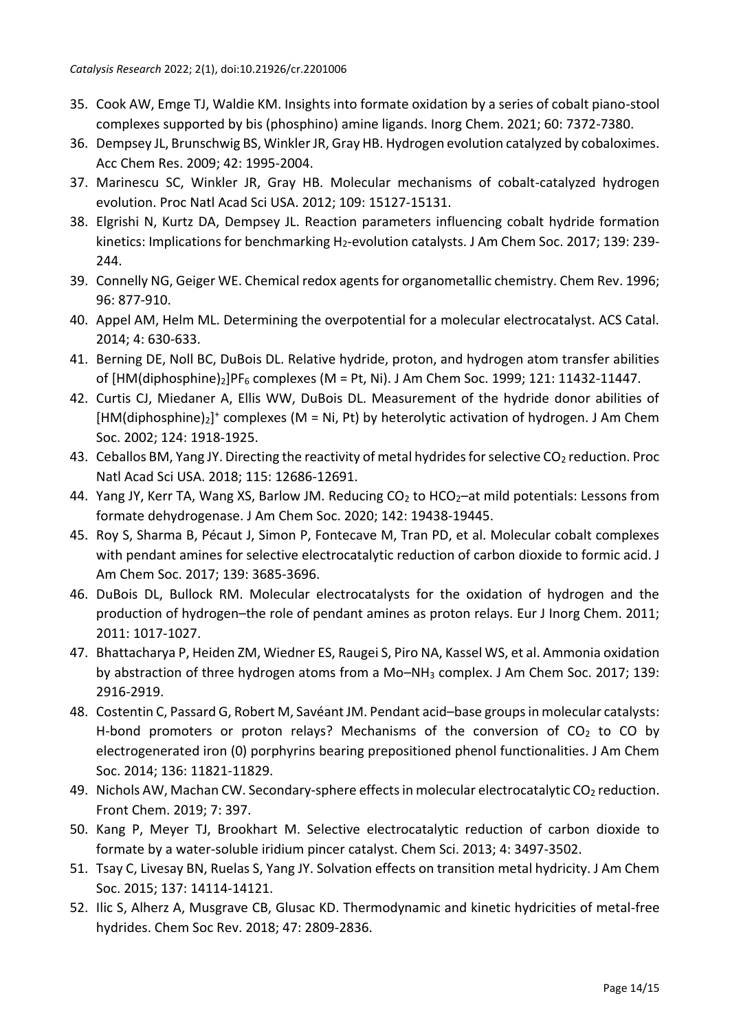35. Cook AW, Emge TJ, Waldie KM. Insights into formate oxidation by a series of cobalt piano-stool complexes supported by bis (phosphino) amine ligands. Inorg Chem. 2021; 60: 7372-7380.
36. Dempsey JL, Brunschwig BS, Winkler JR, Gray HB. Hydrogen evolution catalyzed by cobaloximes. Acc Chem Res. 2009; 42: 1995-2004.
37. Marinescu SC, Winkler JR, Gray HB. Molecular mechanisms of cobalt-catalyzed hydrogen evolution. Proc Natl Acad Sci USA. 2012; 109: 15127-15131.
38. Elgrishi N, Kurtz DA, Dempsey JL. Reaction parameters influencing cobalt hydride formation kinetics: Implications for benchmarking $H_2$-evolution catalysts. J Am Chem Soc. 2017; 139: 239-244.
39. Connelly NG, Geiger WE. Chemical redox agents for organometallic chemistry. Chem Rev. 1996; 96: 877-910.
40. Appel AM, Helm ML. Determining the overpotential for a molecular electrocatalyst. ACS Catal. 2014; 4: 630-633.
41. Berning DE, Noll BC, DuBois DL. Relative hydride, proton, and hydrogen atom transfer abilities of $[HM(diphosphine)_2]PF_6$ complexes (M = Pt, Ni). J Am Chem Soc. 1999; 121: 11432-11447.
42. Curtis CJ, Miedaner A, Ellis WW, DuBois DL. Measurement of the hydride donor abilities of $[HM(diphosphine)_2]^+$ complexes (M = Ni, Pt) by heterolytic activation of hydrogen. J Am Chem Soc. 2002; 124: 1918-1925.
43. Ceballos BM, Yang JY. Directing the reactivity of metal hydrides for selective $CO_2$ reduction. Proc Natl Acad Sci USA. 2018; 115: 12686-12691.
44. Yang JY, Kerr TA, Wang XS, Barlow JM. Reducing $CO_2$ to $HCO_2$–at mild potentials: Lessons from formate dehydrogenase. J Am Chem Soc. 2020; 142: 19438-19445.
45. Roy S, Sharma B, Pécaut J, Simon P, Fontecave M, Tran PD, et al. Molecular cobalt complexes with pendant amines for selective electrocatalytic reduction of carbon dioxide to formic acid. J Am Chem Soc. 2017; 139: 3685-3696.
46. DuBois DL, Bullock RM. Molecular electrocatalysts for the oxidation of hydrogen and the production of hydrogen–the role of pendant amines as proton relays. Eur J Inorg Chem. 2011; 2011: 1017-1027.
47. Bhattacharya P, Heiden ZM, Wiedner ES, Raugei S, Piro NA, Kassel WS, et al. Ammonia oxidation by abstraction of three hydrogen atoms from a Mo–$NH_3$ complex. J Am Chem Soc. 2017; 139: 2916-2919.
48. Costentin C, Passard G, Robert M, Savéant JM. Pendant acid–base groups in molecular catalysts: H-bond promoters or proton relays? Mechanisms of the conversion of $CO_2$ to CO by electrogenerated iron (0) porphyrins bearing prepositioned phenol functionalities. J Am Chem Soc. 2014; 136: 11821-11829.
49. Nichols AW, Machan CW. Secondary-sphere effects in molecular electrocatalytic $CO_2$ reduction. Front Chem. 2019; 7: 397.
50. Kang P, Meyer TJ, Brookhart M. Selective electrocatalytic reduction of carbon dioxide to formate by a water-soluble iridium pincer catalyst. Chem Sci. 2013; 4: 3497-3502.
51. Tsay C, Livesay BN, Ruelas S, Yang JY. Solvation effects on transition metal hydricity. J Am Chem Soc. 2015; 137: 14114-14121.
52. Ilic S, Alherz A, Musgrave CB, Glusac KD. Thermodynamic and kinetic hydricities of metal-free hydrides. Chem Soc Rev. 2018; 47: 2809-2836.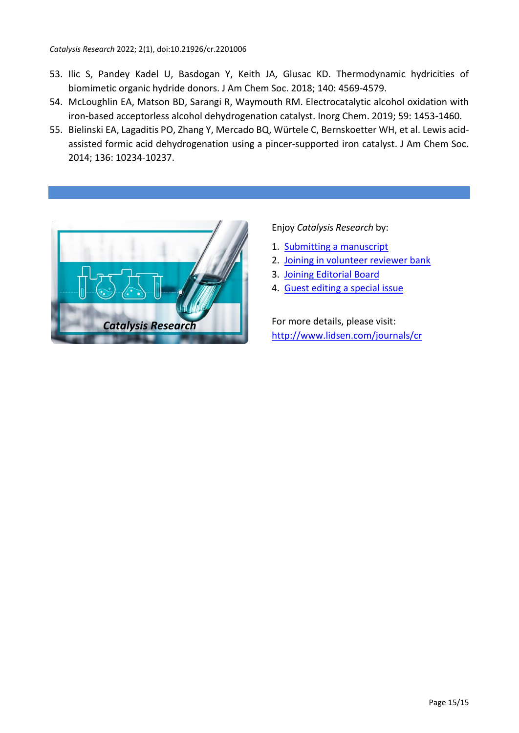53. Ilic S, Pandey Kadel U, Basdogan Y, Keith JA, Glusac KD. Thermodynamic hydricities of biomimetic organic hydride donors. J Am Chem Soc. 2018; 140: 4569-4579.
54. McLoughlin EA, Matson BD, Sarangi R, Waymouth RM. Electrocatalytic alcohol oxidation with iron-based acceptorless alcohol dehydrogenation catalyst. Inorg Chem. 2019; 59: 1453-1460.
55. Bielinski EA, Lagaditis PO, Zhang Y, Mercado BQ, Würtele C, Bernskoetter WH, et al. Lewis acid-assisted formic acid dehydrogenation using a pincer-supported iron catalyst. J Am Chem Soc. 2014; 136: 10234-10237.

Enjoy *Catalysis Research* by:

1. Submitting a manuscript
2. Joining in volunteer reviewer bank
3. Joining Editorial Board
4. Guest editing a special issue

For more details, please visit:
http://www.lidsen.com/journals/cr